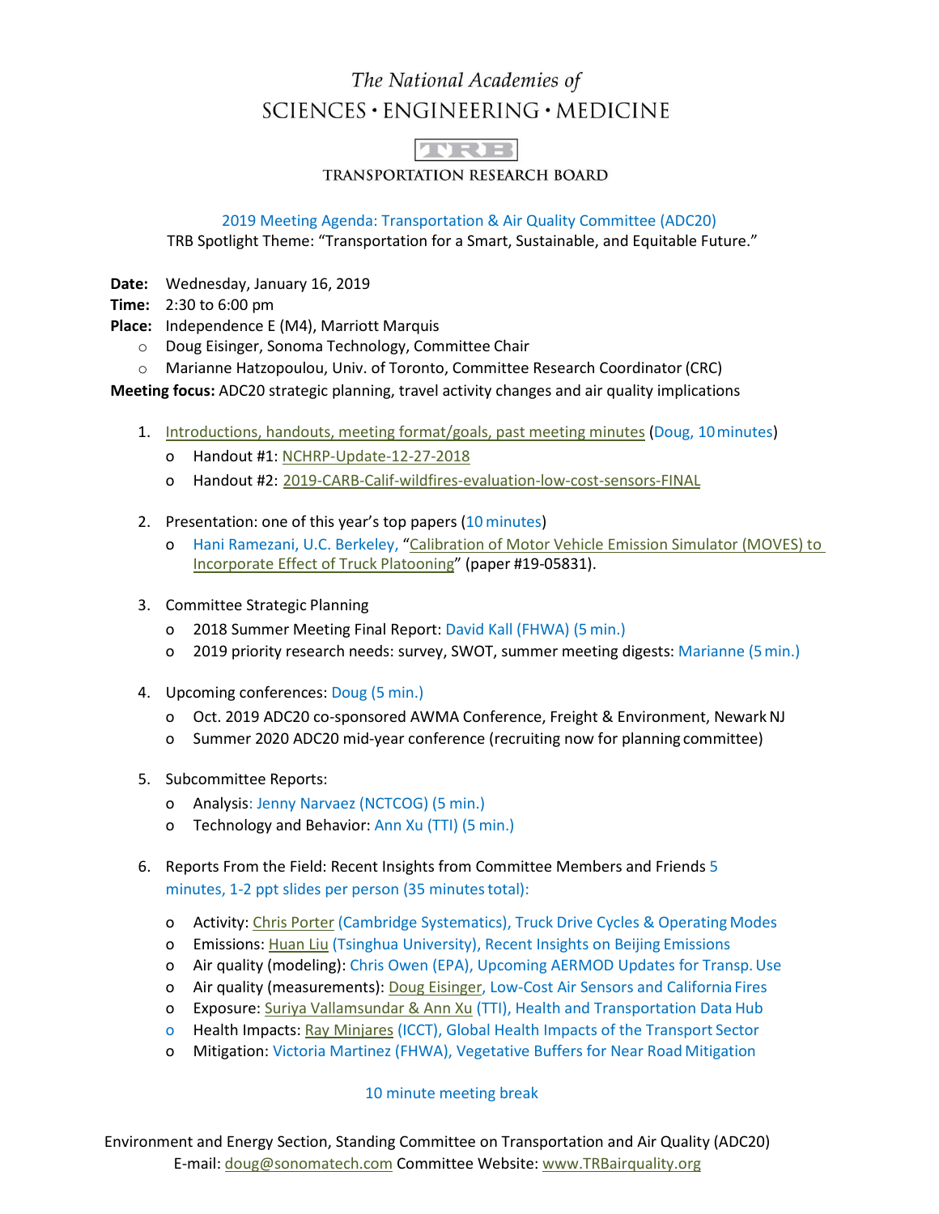The National Academies of

SCIENCES • ENGINEERING • MEDICINE

TRB

TRANSPORTATION RESEARCH BOARD

2019 Meeting Agenda: Transportation & Air Quality Committee (ADC20)

TRB Spotlight Theme: "Transportation for a Smart, Sustainable, and Equitable Future."

**Date:** Wednesday, January 16, 2019

**Time:** 2:30 to 6:00 pm

**Place:** Independence E (M4), Marriott Marquis

- Doug Eisinger, Sonoma Technology, Committee Chair
- Marianne Hatzopoulou, Univ. of Toronto, Committee Research Coordinator (CRC)

**Meeting focus:** ADC20 strategic planning, travel activity changes and air quality implications

1. Introductions, handouts, meeting format/goals, past meeting minutes (Doug, 10 minutes)
   - Handout #1: NCHRP-Update-12-27-2018
   - Handout #2: 2019-CARB-Calif-wildfires-evaluation-low-cost-sensors-FINAL

2. Presentation: one of this year's top papers (10 minutes)
   - Hani Ramezani, U.C. Berkeley, "Calibration of Motor Vehicle Emission Simulator (MOVES) to Incorporate Effect of Truck Platooning" (paper #19-05831).

3. Committee Strategic Planning
   - 2018 Summer Meeting Final Report: David Kall (FHWA) (5 min.)
   - 2019 priority research needs: survey, SWOT, summer meeting digests: Marianne (5 min.)

4. Upcoming conferences: Doug (5 min.)
   - Oct. 2019 ADC20 co-sponsored AWMA Conference, Freight & Environment, Newark NJ
   - Summer 2020 ADC20 mid-year conference (recruiting now for planning committee)

5. Subcommittee Reports:
   - Analysis: Jenny Narvaez (NCTCOG) (5 min.)
   - Technology and Behavior: Ann Xu (TTI) (5 min.)

6. Reports From the Field: Recent Insights from Committee Members and Friends 5 minutes, 1-2 ppt slides per person (35 minutes total):
   - Activity: Chris Porter (Cambridge Systematics), Truck Drive Cycles & Operating Modes
   - Emissions: Huan Liu (Tsinghua University), Recent Insights on Beijing Emissions
   - Air quality (modeling): Chris Owen (EPA), Upcoming AERMOD Updates for Transp. Use
   - Air quality (measurements): Doug Eisinger, Low-Cost Air Sensors and California Fires
   - Exposure: Suriya Vallamsundar & Ann Xu (TTI), Health and Transportation Data Hub
   - Health Impacts: Ray Minjares (ICCT), Global Health Impacts of the Transport Sector
   - Mitigation: Victoria Martinez (FHWA), Vegetative Buffers for Near Road Mitigation

10 minute meeting break

Environment and Energy Section, Standing Committee on Transportation and Air Quality (ADC20)
E-mail: doug@sonomatech.com Committee Website: www.TRBairquality.org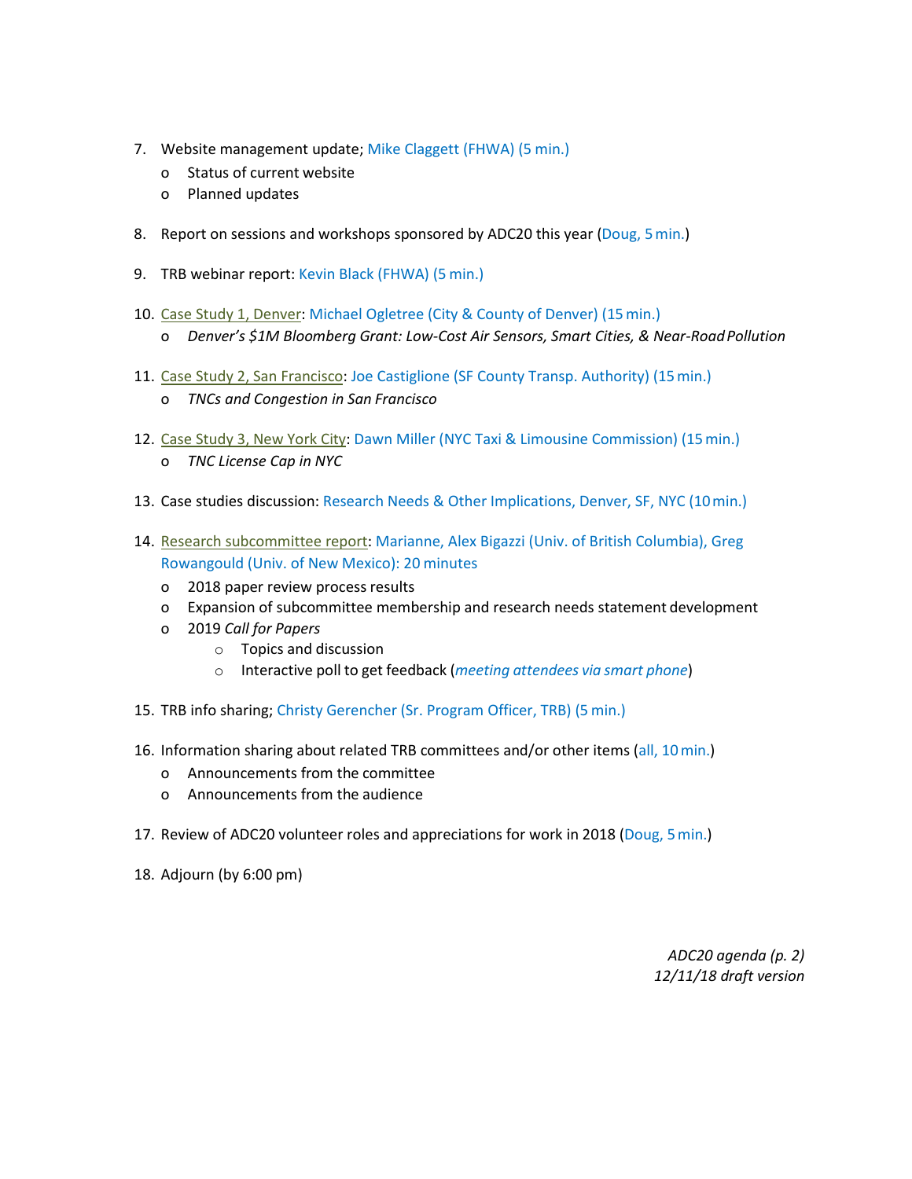7. Website management update; Mike Claggett (FHWA) (5 min.)
   - Status of current website
   - Planned updates

8. Report on sessions and workshops sponsored by ADC20 this year (Doug, 5 min.)

9. TRB webinar report: Kevin Black (FHWA) (5 min.)

10. Case Study 1, Denver: Michael Ogletree (City & County of Denver) (15 min.)
    - *Denver's $1M Bloomberg Grant: Low-Cost Air Sensors, Smart Cities, & Near-Road Pollution*

11. Case Study 2, San Francisco: Joe Castiglione (SF County Transp. Authority) (15 min.)
    - *TNCs and Congestion in San Francisco*

12. Case Study 3, New York City: Dawn Miller (NYC Taxi & Limousine Commission) (15 min.)
    - *TNC License Cap in NYC*

13. Case studies discussion: Research Needs & Other Implications, Denver, SF, NYC (10 min.)

14. Research subcommittee report: Marianne, Alex Bigazzi (Univ. of British Columbia), Greg Rowangould (Univ. of New Mexico): 20 minutes
    - 2018 paper review process results
    - Expansion of subcommittee membership and research needs statement development
    - 2019 *Call for Papers*
      - Topics and discussion
      - Interactive poll to get feedback (*meeting attendees via smart phone*)

15. TRB info sharing; Christy Gerencher (Sr. Program Officer, TRB) (5 min.)

16. Information sharing about related TRB committees and/or other items (all, 10 min.)
    - Announcements from the committee
    - Announcements from the audience

17. Review of ADC20 volunteer roles and appreciations for work in 2018 (Doug, 5 min.)

18. Adjourn (by 6:00 pm)

*ADC20 agenda (p. 2)*
*12/11/18 draft version*